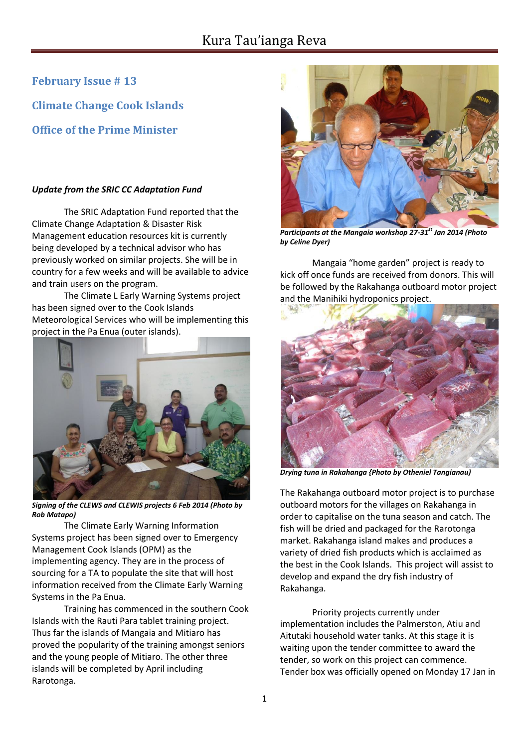**February Issue # 13**

**Climate Change Cook Islands**

**Office of the Prime Minister**

***Update from the SRIC CC Adaptation Fund***

The SRIC Adaptation Fund reported that the Climate Change Adaptation & Disaster Risk Management education resources kit is currently being developed by a technical advisor who has previously worked on similar projects. She will be in country for a few weeks and will be available to advice and train users on the program.

The Climate L Early Warning Systems project has been signed over to the Cook Islands Meteorological Services who will be implementing this project in the Pa Enua (outer islands).

***Signing of the CLEWS and CLEWIS projects 6 Feb 2014 (Photo by Rob Matapo)***

The Climate Early Warning Information Systems project has been signed over to Emergency Management Cook Islands (OPM) as the implementing agency. They are in the process of sourcing for a TA to populate the site that will host information received from the Climate Early Warning Systems in the Pa Enua.

Training has commenced in the southern Cook Islands with the Rauti Para tablet training project. Thus far the islands of Mangaia and Mitiaro has proved the popularity of the training amongst seniors and the young people of Mitiaro. The other three islands will be completed by April including Rarotonga.

***Participants at the Mangaia workshop 27-31st Jan 2014 (Photo by Celine Dyer)***

Mangaia "home garden" project is ready to kick off once funds are received from donors. This will be followed by the Rakahanga outboard motor project and the Manihiki hydroponics project.

***Drying tuna in Rakahanga {Photo by Otheniel Tangianau)***

The Rakahanga outboard motor project is to purchase outboard motors for the villages on Rakahanga in order to capitalise on the tuna season and catch. The fish will be dried and packaged for the Rarotonga market. Rakahanga island makes and produces a variety of dried fish products which is acclaimed as the best in the Cook Islands. This project will assist to develop and expand the dry fish industry of Rakahanga.

Priority projects currently under implementation includes the Palmerston, Atiu and Aitutaki household water tanks. At this stage it is waiting upon the tender committee to award the tender, so work on this project can commence. Tender box was officially opened on Monday 17 Jan in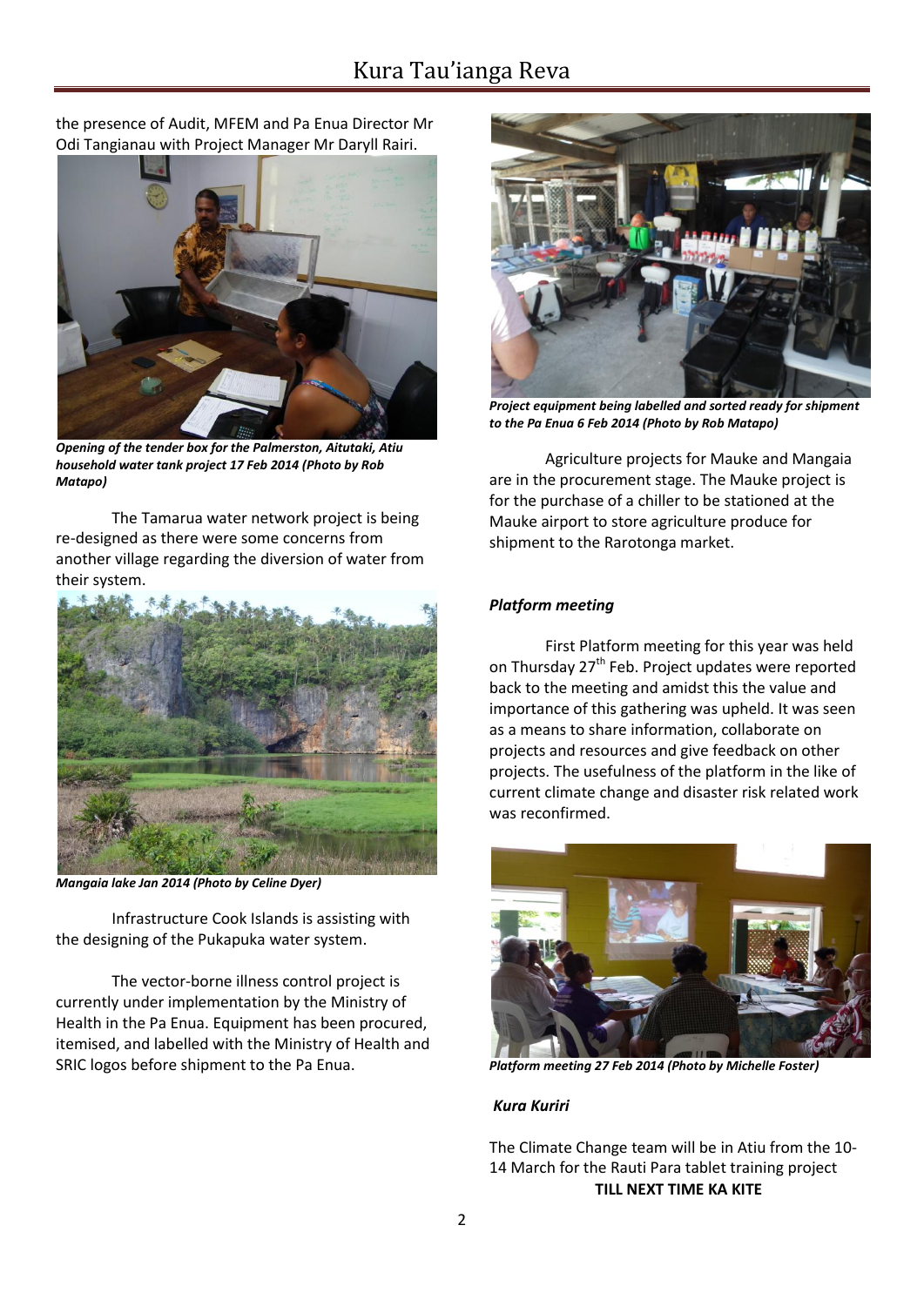the presence of Audit, MFEM and Pa Enua Director Mr Odi Tangianau with Project Manager Mr Daryll Rairi.

*Opening of the tender box for the Palmerston, Aitutaki, Atiu household water tank project 17 Feb 2014 (Photo by Rob Matapo)*

The Tamarua water network project is being re-designed as there were some concerns from another village regarding the diversion of water from their system.

*Mangaia lake Jan 2014 (Photo by Celine Dyer)*

Infrastructure Cook Islands is assisting with the designing of the Pukapuka water system.

The vector-borne illness control project is currently under implementation by the Ministry of Health in the Pa Enua. Equipment has been procured, itemised, and labelled with the Ministry of Health and SRIC logos before shipment to the Pa Enua.

*Project equipment being labelled and sorted ready for shipment to the Pa Enua 6 Feb 2014 (Photo by Rob Matapo)*

Agriculture projects for Mauke and Mangaia are in the procurement stage. The Mauke project is for the purchase of a chiller to be stationed at the Mauke airport to store agriculture produce for shipment to the Rarotonga market.

### *Platform meeting*

First Platform meeting for this year was held on Thursday 27th Feb. Project updates were reported back to the meeting and amidst this the value and importance of this gathering was upheld. It was seen as a means to share information, collaborate on projects and resources and give feedback on other projects. The usefulness of the platform in the like of current climate change and disaster risk related work was reconfirmed.

*Platform meeting 27 Feb 2014 (Photo by Michelle Foster)*

### *Kura Kuriri*

The Climate Change team will be in Atiu from the 10-14 March for the Rauti Para tablet training project

**TILL NEXT TIME KA KITE**